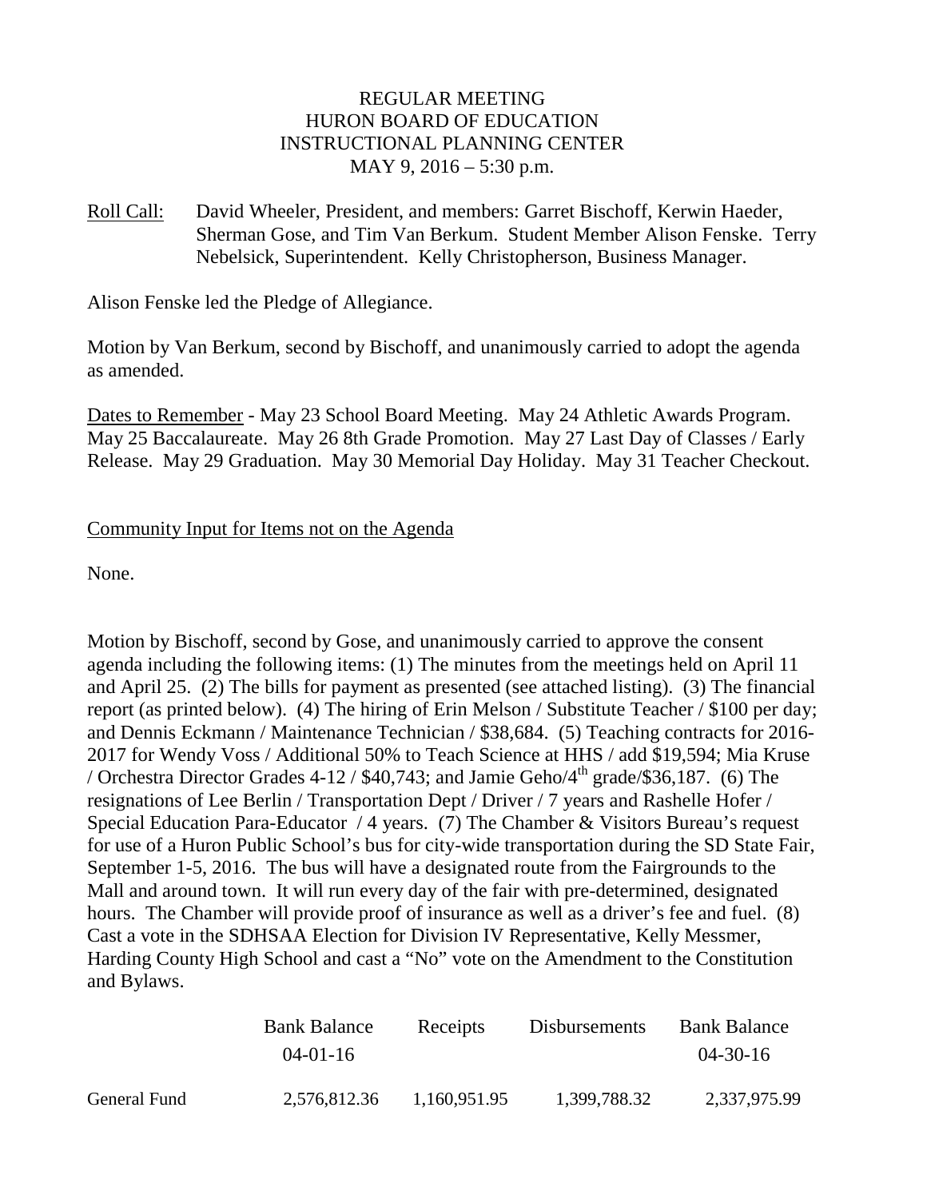REGULAR MEETING
HURON BOARD OF EDUCATION
INSTRUCTIONAL PLANNING CENTER
MAY 9, 2016 – 5:30 p.m.

Roll Call: David Wheeler, President, and members: Garret Bischoff, Kerwin Haeder, Sherman Gose, and Tim Van Berkum. Student Member Alison Fenske. Terry Nebelsick, Superintendent. Kelly Christopherson, Business Manager.

Alison Fenske led the Pledge of Allegiance.

Motion by Van Berkum, second by Bischoff, and unanimously carried to adopt the agenda as amended.

Dates to Remember - May 23 School Board Meeting. May 24 Athletic Awards Program. May 25 Baccalaureate. May 26 8th Grade Promotion. May 27 Last Day of Classes / Early Release. May 29 Graduation. May 30 Memorial Day Holiday. May 31 Teacher Checkout.

Community Input for Items not on the Agenda

None.

Motion by Bischoff, second by Gose, and unanimously carried to approve the consent agenda including the following items: (1) The minutes from the meetings held on April 11 and April 25. (2) The bills for payment as presented (see attached listing). (3) The financial report (as printed below). (4) The hiring of Erin Melson / Substitute Teacher / $100 per day; and Dennis Eckmann / Maintenance Technician / $38,684. (5) Teaching contracts for 2016-2017 for Wendy Voss / Additional 50% to Teach Science at HHS / add $19,594; Mia Kruse / Orchestra Director Grades 4-12 / $40,743; and Jamie Geho/4th grade/$36,187. (6) The resignations of Lee Berlin / Transportation Dept / Driver / 7 years and Rashelle Hofer / Special Education Para-Educator / 4 years. (7) The Chamber & Visitors Bureau's request for use of a Huron Public School's bus for city-wide transportation during the SD State Fair, September 1-5, 2016. The bus will have a designated route from the Fairgrounds to the Mall and around town. It will run every day of the fair with pre-determined, designated hours. The Chamber will provide proof of insurance as well as a driver's fee and fuel. (8) Cast a vote in the SDHSAA Election for Division IV Representative, Kelly Messmer, Harding County High School and cast a "No" vote on the Amendment to the Constitution and Bylaws.

| | Bank Balance 04-01-16 | Receipts | Disbursements | Bank Balance 04-30-16 |
|---|---|---|---|---|
| General Fund | 2,576,812.36 | 1,160,951.95 | 1,399,788.32 | 2,337,975.99 |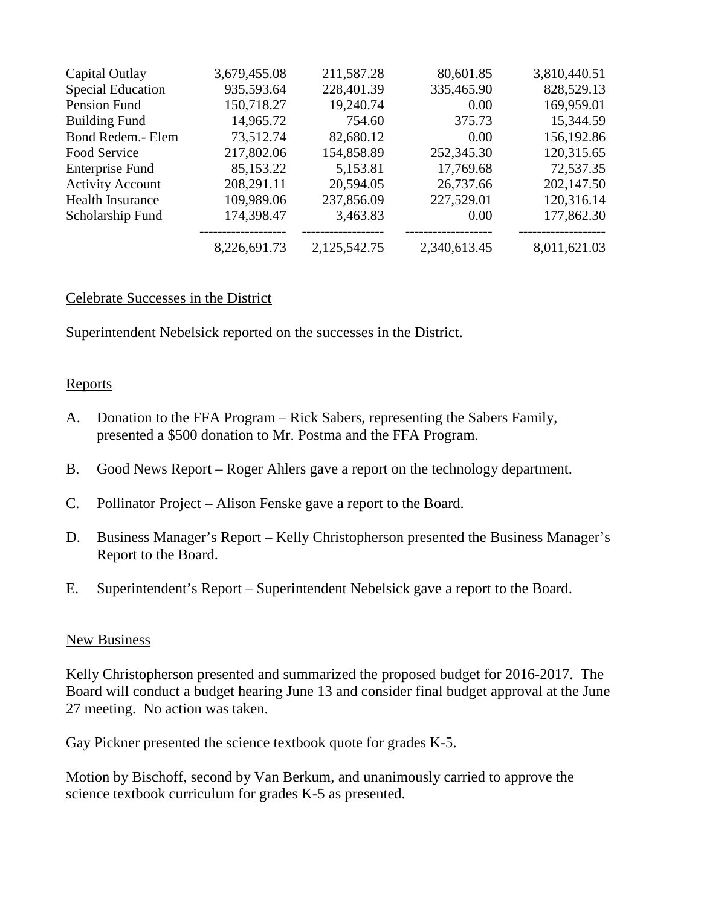| | | | | |
|---|---|---|---|---|
| Capital Outlay | 3,679,455.08 | 211,587.28 | 80,601.85 | 3,810,440.51 |
| Special Education | 935,593.64 | 228,401.39 | 335,465.90 | 828,529.13 |
| Pension Fund | 150,718.27 | 19,240.74 | 0.00 | 169,959.01 |
| Building Fund | 14,965.72 | 754.60 | 375.73 | 15,344.59 |
| Bond Redem.- Elem | 73,512.74 | 82,680.12 | 0.00 | 156,192.86 |
| Food Service | 217,802.06 | 154,858.89 | 252,345.30 | 120,315.65 |
| Enterprise Fund | 85,153.22 | 5,153.81 | 17,769.68 | 72,537.35 |
| Activity Account | 208,291.11 | 20,594.05 | 26,737.66 | 202,147.50 |
| Health Insurance | 109,989.06 | 237,856.09 | 227,529.01 | 120,316.14 |
| Scholarship Fund | 174,398.47 | 3,463.83 | 0.00 | 177,862.30 |
| | 8,226,691.73 | 2,125,542.75 | 2,340,613.45 | 8,011,621.03 |

Celebrate Successes in the District

Superintendent Nebelsick reported on the successes in the District.

Reports

A. Donation to the FFA Program – Rick Sabers, representing the Sabers Family, presented a $500 donation to Mr. Postma and the FFA Program.

B. Good News Report – Roger Ahlers gave a report on the technology department.

C. Pollinator Project – Alison Fenske gave a report to the Board.

D. Business Manager's Report – Kelly Christopherson presented the Business Manager's Report to the Board.

E. Superintendent's Report – Superintendent Nebelsick gave a report to the Board.

New Business

Kelly Christopherson presented and summarized the proposed budget for 2016-2017. The Board will conduct a budget hearing June 13 and consider final budget approval at the June 27 meeting. No action was taken.

Gay Pickner presented the science textbook quote for grades K-5.

Motion by Bischoff, second by Van Berkum, and unanimously carried to approve the science textbook curriculum for grades K-5 as presented.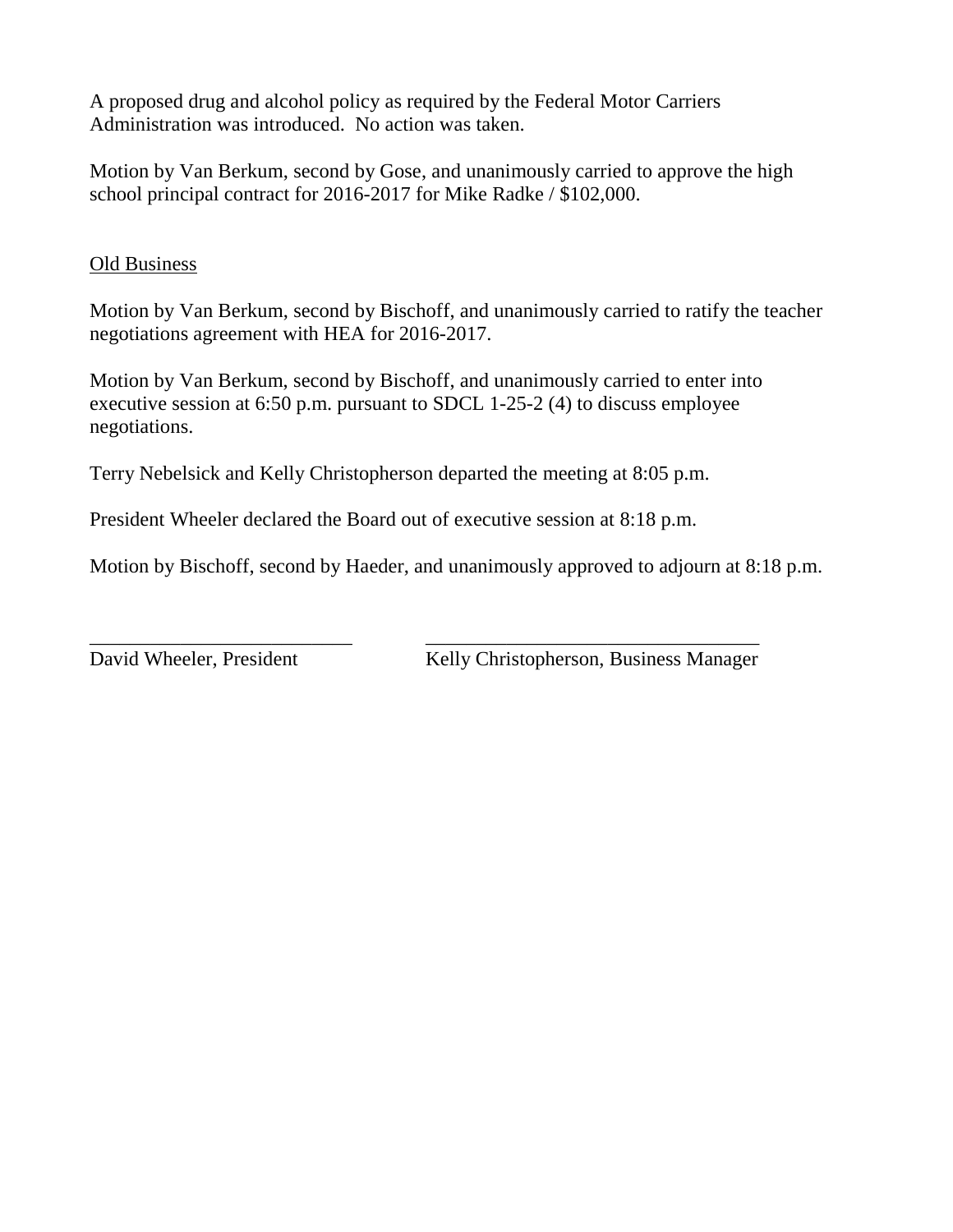A proposed drug and alcohol policy as required by the Federal Motor Carriers Administration was introduced. No action was taken.

Motion by Van Berkum, second by Gose, and unanimously carried to approve the high school principal contract for 2016-2017 for Mike Radke / $102,000.

Old Business

Motion by Van Berkum, second by Bischoff, and unanimously carried to ratify the teacher negotiations agreement with HEA for 2016-2017.

Motion by Van Berkum, second by Bischoff, and unanimously carried to enter into executive session at 6:50 p.m. pursuant to SDCL 1-25-2 (4) to discuss employee negotiations.

Terry Nebelsick and Kelly Christopherson departed the meeting at 8:05 p.m.

President Wheeler declared the Board out of executive session at 8:18 p.m.

Motion by Bischoff, second by Haeder, and unanimously approved to adjourn at 8:18 p.m.

___________________________ ___________________________________

David Wheeler, President Kelly Christopherson, Business Manager